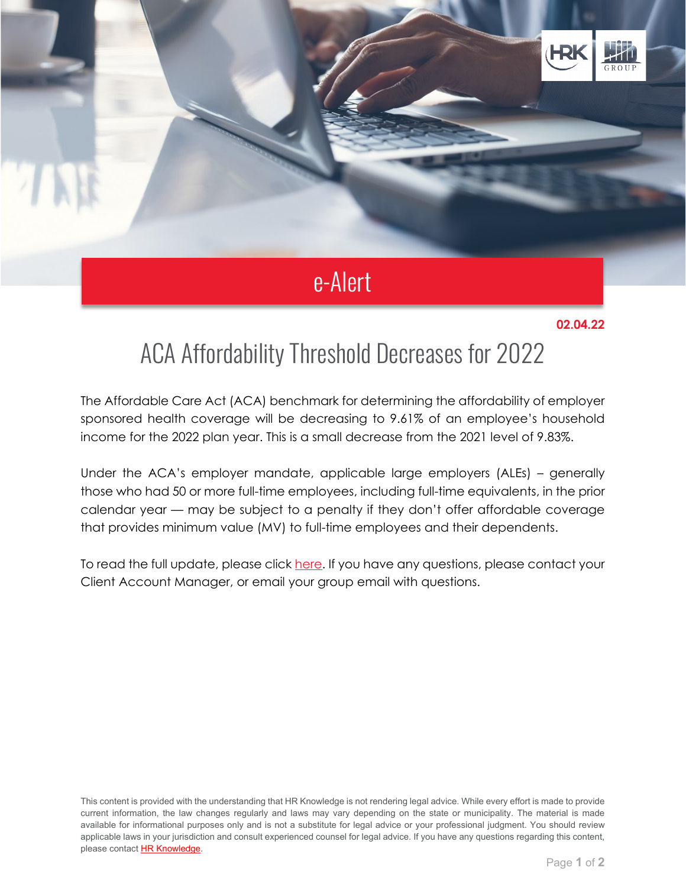e-Alert

**02.04.22**

# ACA Affordability Threshold Decreases for 2022

The Affordable Care Act (ACA) benchmark for determining the affordability of employer sponsored health coverage will be decreasing to 9.61% of an employee's household income for the 2022 plan year. This is a small decrease from the 2021 level of 9.83%.

Under the ACA's employer mandate, applicable large employers (ALEs) – generally those who had 50 or more full-time employees, including full-time equivalents, in the prior calendar year — may be subject to a penalty if they don't offer affordable coverage that provides minimum value (MV) to full-time employees and their dependents.

To read the full update, please click here. If you have any questions, please contact your Client Account Manager, or email your group email with questions.

This content is provided with the understanding that HR Knowledge is not rendering legal advice. While every effort is made to provide current information, the law changes regularly and laws may vary depending on the state or municipality. The material is made available for informational purposes only and is not a substitute for legal advice or your professional judgment. You should review applicable laws in your jurisdiction and consult experienced counsel for legal advice. If you have any questions regarding this content, please contact HR Knowledge.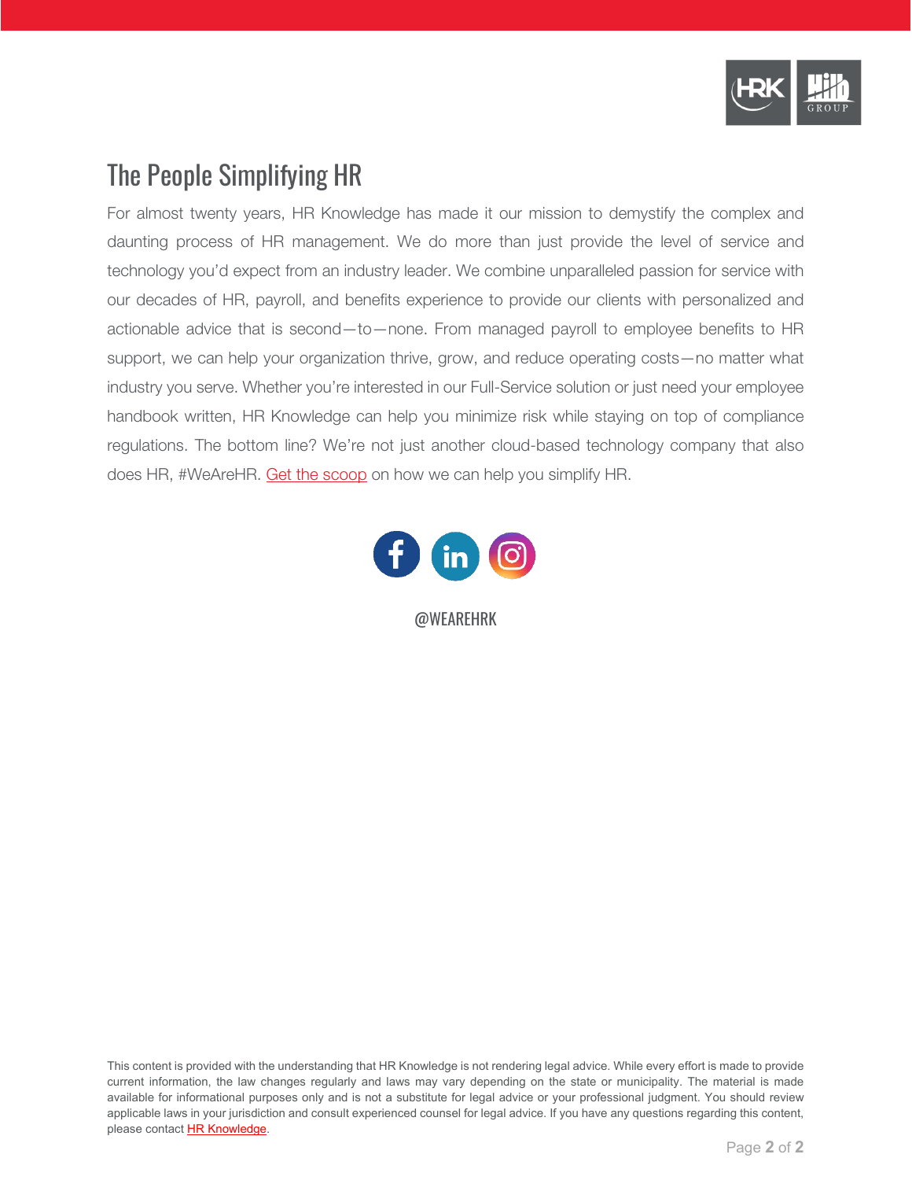# The People Simplifying HR

For almost twenty years, HR Knowledge has made it our mission to demystify the complex and daunting process of HR management. We do more than just provide the level of service and technology you'd expect from an industry leader. We combine unparalleled passion for service with our decades of HR, payroll, and benefits experience to provide our clients with personalized and actionable advice that is second—to—none. From managed payroll to employee benefits to HR support, we can help your organization thrive, grow, and reduce operating costs—no matter what industry you serve. Whether you're interested in our Full-Service solution or just need your employee handbook written, HR Knowledge can help you minimize risk while staying on top of compliance regulations. The bottom line? We're not just another cloud-based technology company that also does HR, #WeAreHR. Get the scoop on how we can help you simplify HR.

@WEAREHRK

This content is provided with the understanding that HR Knowledge is not rendering legal advice. While every effort is made to provide current information, the law changes regularly and laws may vary depending on the state or municipality. The material is made available for informational purposes only and is not a substitute for legal advice or your professional judgment. You should review applicable laws in your jurisdiction and consult experienced counsel for legal advice. If you have any questions regarding this content, please contact HR Knowledge.